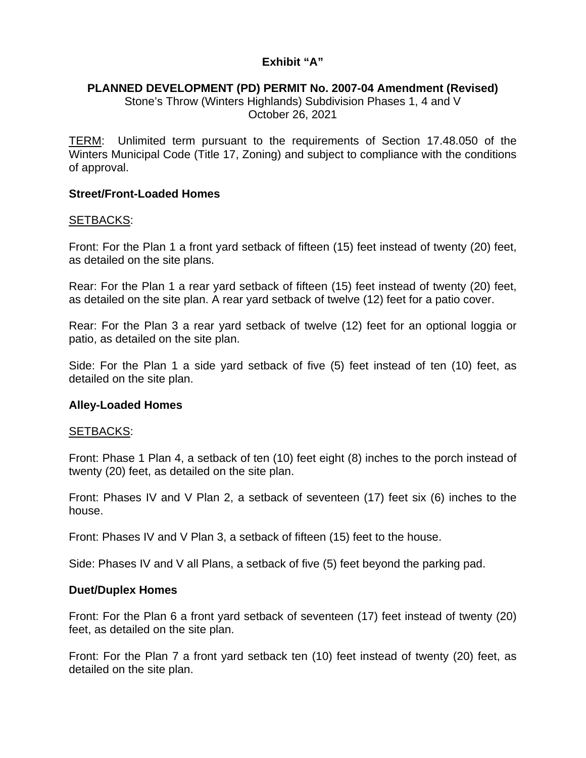**Exhibit "A"**

**PLANNED DEVELOPMENT (PD) PERMIT No. 2007-04 Amendment (Revised)**
Stone's Throw (Winters Highlands) Subdivision Phases 1, 4 and V
October 26, 2021

TERM: Unlimited term pursuant to the requirements of Section 17.48.050 of the Winters Municipal Code (Title 17, Zoning) and subject to compliance with the conditions of approval.

**Street/Front-Loaded Homes**

SETBACKS:

Front: For the Plan 1 a front yard setback of fifteen (15) feet instead of twenty (20) feet, as detailed on the site plans.

Rear: For the Plan 1 a rear yard setback of fifteen (15) feet instead of twenty (20) feet, as detailed on the site plan. A rear yard setback of twelve (12) feet for a patio cover.

Rear: For the Plan 3 a rear yard setback of twelve (12) feet for an optional loggia or patio, as detailed on the site plan.

Side: For the Plan 1 a side yard setback of five (5) feet instead of ten (10) feet, as detailed on the site plan.

**Alley-Loaded Homes**

SETBACKS:

Front: Phase 1 Plan 4, a setback of ten (10) feet eight (8) inches to the porch instead of twenty (20) feet, as detailed on the site plan.

Front: Phases IV and V Plan 2, a setback of seventeen (17) feet six (6) inches to the house.

Front: Phases IV and V Plan 3, a setback of fifteen (15) feet to the house.

Side: Phases IV and V all Plans, a setback of five (5) feet beyond the parking pad.

**Duet/Duplex Homes**

Front: For the Plan 6 a front yard setback of seventeen (17) feet instead of twenty (20) feet, as detailed on the site plan.

Front: For the Plan 7 a front yard setback ten (10) feet instead of twenty (20) feet, as detailed on the site plan.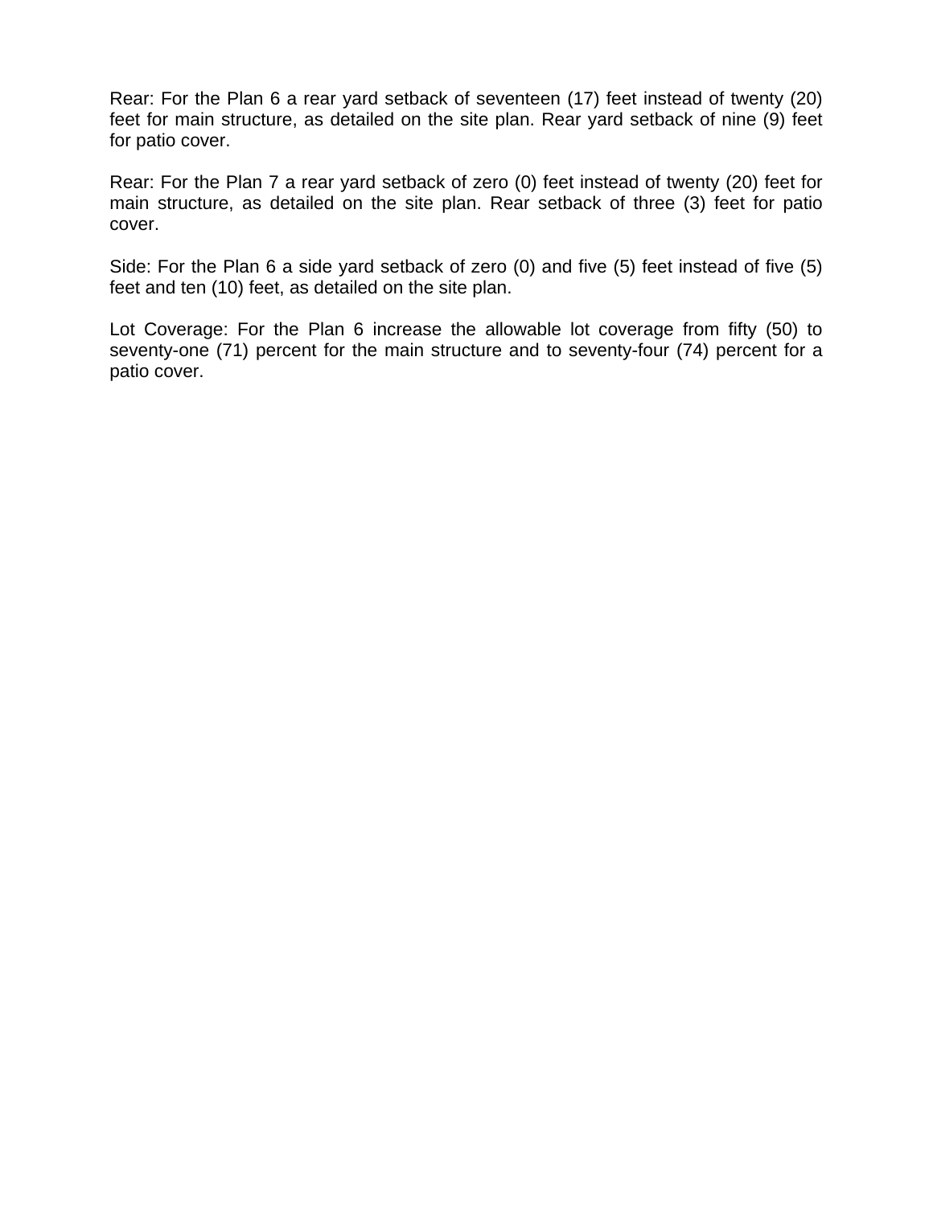Rear: For the Plan 6 a rear yard setback of seventeen (17) feet instead of twenty (20) feet for main structure, as detailed on the site plan. Rear yard setback of nine (9) feet for patio cover.

Rear: For the Plan 7 a rear yard setback of zero (0) feet instead of twenty (20) feet for main structure, as detailed on the site plan. Rear setback of three (3) feet for patio cover.

Side: For the Plan 6 a side yard setback of zero (0) and five (5) feet instead of five (5) feet and ten (10) feet, as detailed on the site plan.

Lot Coverage: For the Plan 6 increase the allowable lot coverage from fifty (50) to seventy-one (71) percent for the main structure and to seventy-four (74) percent for a patio cover.